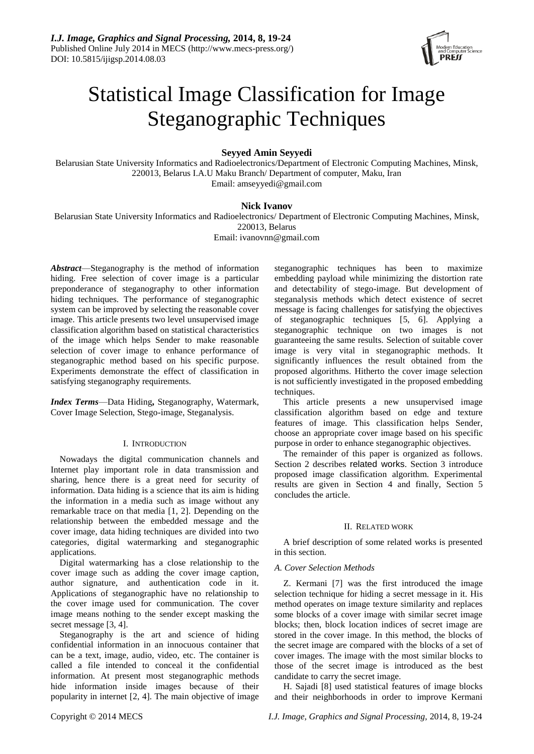# Statistical Image Classification for Image Steganographic Techniques

**Seyyed Amin Seyyedi**

Belarusian State University Informatics and Radioelectronics/Department of Electronic Computing Machines, Minsk, 220013, Belarus I.A.U Maku Branch/ Department of computer, Maku, Iran
Email: amseyyedi@gmail.com

**Nick Ivanov**

Belarusian State University Informatics and Radioelectronics/ Department of Electronic Computing Machines, Minsk, 220013, Belarus
Email: ivanovnn@gmail.com

***Abstract*****—**Steganography is the method of information hiding. Free selection of cover image is a particular preponderance of steganography to other information hiding techniques. The performance of steganographic system can be improved by selecting the reasonable cover image. This article presents two level unsupervised image classification algorithm based on statistical characteristics of the image which helps Sender to make reasonable selection of cover image to enhance performance of steganographic method based on his specific purpose. Experiments demonstrate the effect of classification in satisfying steganography requirements.

***Index Terms*****—**Data Hiding**,** Steganography, Watermark, Cover Image Selection, Stego-image, Steganalysis.

## I. Introduction

Nowadays the digital communication channels and Internet play important role in data transmission and sharing, hence there is a great need for security of information. Data hiding is a science that its aim is hiding the information in a media such as image without any remarkable trace on that media [1, 2]. Depending on the relationship between the embedded message and the cover image, data hiding techniques are divided into two categories, digital watermarking and steganographic applications.

Digital watermarking has a close relationship to the cover image such as adding the cover image caption, author signature, and authentication code in it. Applications of steganographic have no relationship to the cover image used for communication. The cover image means nothing to the sender except masking the secret message [3, 4].

Steganography is the art and science of hiding confidential information in an innocuous container that can be a text, image, audio, video, etc. The container is called a file intended to conceal it the confidential information. At present most steganographic methods hide information inside images because of their popularity in internet [2, 4]. The main objective of image steganographic techniques has been to maximize embedding payload while minimizing the distortion rate and detectability of stego-image. But development of steganalysis methods which detect existence of secret message is facing challenges for satisfying the objectives of steganographic techniques [5, 6]. Applying a steganographic technique on two images is not guaranteeing the same results. Selection of suitable cover image is very vital in steganographic methods. It significantly influences the result obtained from the proposed algorithms. Hitherto the cover image selection is not sufficiently investigated in the proposed embedding techniques.

This article presents a new unsupervised image classification algorithm based on edge and texture features of image. This classification helps Sender, choose an appropriate cover image based on his specific purpose in order to enhance steganographic objectives.

The remainder of this paper is organized as follows. Section 2 describes related works. Section 3 introduce proposed image classification algorithm. Experimental results are given in Section 4 and finally, Section 5 concludes the article.

## II. Related work

A brief description of some related works is presented in this section.

### *A. Cover Selection Methods*

Z. Kermani [7] was the first introduced the image selection technique for hiding a secret message in it. His method operates on image texture similarity and replaces some blocks of a cover image with similar secret image blocks; then, block location indices of secret image are stored in the cover image. In this method, the blocks of the secret image are compared with the blocks of a set of cover images. The image with the most similar blocks to those of the secret image is introduced as the best candidate to carry the secret image.

H. Sajadi [8] used statistical features of image blocks and their neighborhoods in order to improve Kermani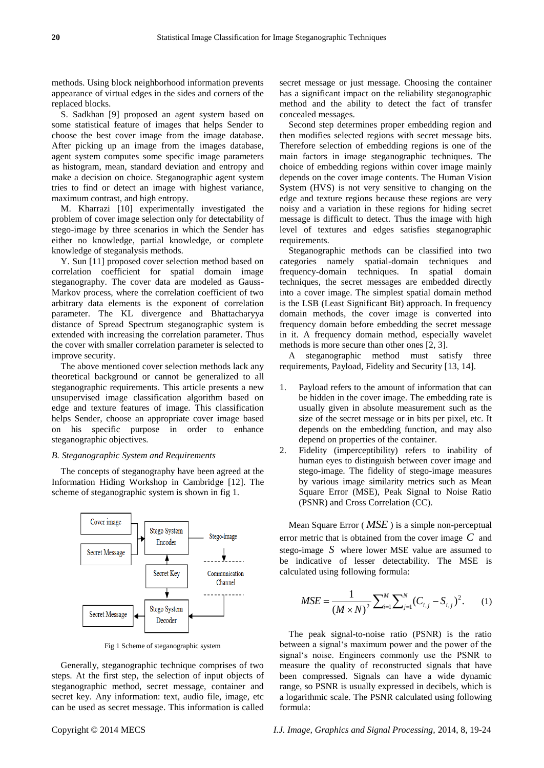methods. Using block neighborhood information prevents appearance of virtual edges in the sides and corners of the replaced blocks.

S. Sadkhan [9] proposed an agent system based on some statistical feature of images that helps Sender to choose the best cover image from the image database. After picking up an image from the images database, agent system computes some specific image parameters as histogram, mean, standard deviation and entropy and make a decision on choice. Steganographic agent system tries to find or detect an image with highest variance, maximum contrast, and high entropy.

M. Kharrazi [10] experimentally investigated the problem of cover image selection only for detectability of stego-image by three scenarios in which the Sender has either no knowledge, partial knowledge, or complete knowledge of steganalysis methods.

Y. Sun [11] proposed cover selection method based on correlation coefficient for spatial domain image steganography. The cover data are modeled as Gauss-Markov process, where the correlation coefficient of two arbitrary data elements is the exponent of correlation parameter. The KL divergence and Bhattacharyya distance of Spread Spectrum steganographic system is extended with increasing the correlation parameter. Thus the cover with smaller correlation parameter is selected to improve security.

The above mentioned cover selection methods lack any theoretical background or cannot be generalized to all steganographic requirements. This article presents a new unsupervised image classification algorithm based on edge and texture features of image. This classification helps Sender, choose an appropriate cover image based on his specific purpose in order to enhance steganographic objectives.

### *B. Steganographic System and Requirements*

The concepts of steganography have been agreed at the Information Hiding Workshop in Cambridge [12]. The scheme of steganographic system is shown in fig 1.

Fig 1 Scheme of steganographic system

Generally, steganographic technique comprises of two steps. At the first step, the selection of input objects of steganographic method, secret message, container and secret key. Any information: text, audio file, image, etc can be used as secret message. This information is called secret message or just message. Choosing the container has a significant impact on the reliability steganographic method and the ability to detect the fact of transfer concealed messages.

Second step determines proper embedding region and then modifies selected regions with secret message bits. Therefore selection of embedding regions is one of the main factors in image steganographic techniques. The choice of embedding regions within cover image mainly depends on the cover image contents. The Human Vision System (HVS) is not very sensitive to changing on the edge and texture regions because these regions are very noisy and a variation in these regions for hiding secret message is difficult to detect. Thus the image with high level of textures and edges satisfies steganographic requirements.

Steganographic methods can be classified into two categories namely spatial-domain techniques and frequency-domain techniques. In spatial domain techniques, the secret messages are embedded directly into a cover image. The simplest spatial domain method is the LSB (Least Significant Bit) approach. In frequency domain methods, the cover image is converted into frequency domain before embedding the secret message in it. A frequency domain method, especially wavelet methods is more secure than other ones [2, 3].

A steganographic method must satisfy three requirements, Payload, Fidelity and Security [13, 14].

1. Payload refers to the amount of information that can be hidden in the cover image. The embedding rate is usually given in absolute measurement such as the size of the secret message or in bits per pixel, etc. It depends on the embedding function, and may also depend on properties of the container.
2. Fidelity (imperceptibility) refers to inability of human eyes to distinguish between cover image and stego-image. The fidelity of stego-image measures by various image similarity metrics such as Mean Square Error (MSE), Peak Signal to Noise Ratio (PSNR) and Cross Correlation (CC).

Mean Square Error ( $MSE$ ) is a simple non-perceptual error metric that is obtained from the cover image $C$ and stego-image $S$ where lower MSE value are assumed to be indicative of lesser detectability. The MSE is calculated using following formula:

$$MSE = \frac{1}{(M \times N)^2} \sum_{i=1}^{M} \sum_{j=1}^{N} (C_{i,j} - S_{i,j})^2. \qquad (1)$$

The peak signal-to-noise ratio (PSNR) is the ratio between a signal's maximum power and the power of the signal's noise. Engineers commonly use the PSNR to measure the quality of reconstructed signals that have been compressed. Signals can have a wide dynamic range, so PSNR is usually expressed in decibels, which is a logarithmic scale. The PSNR calculated using following formula: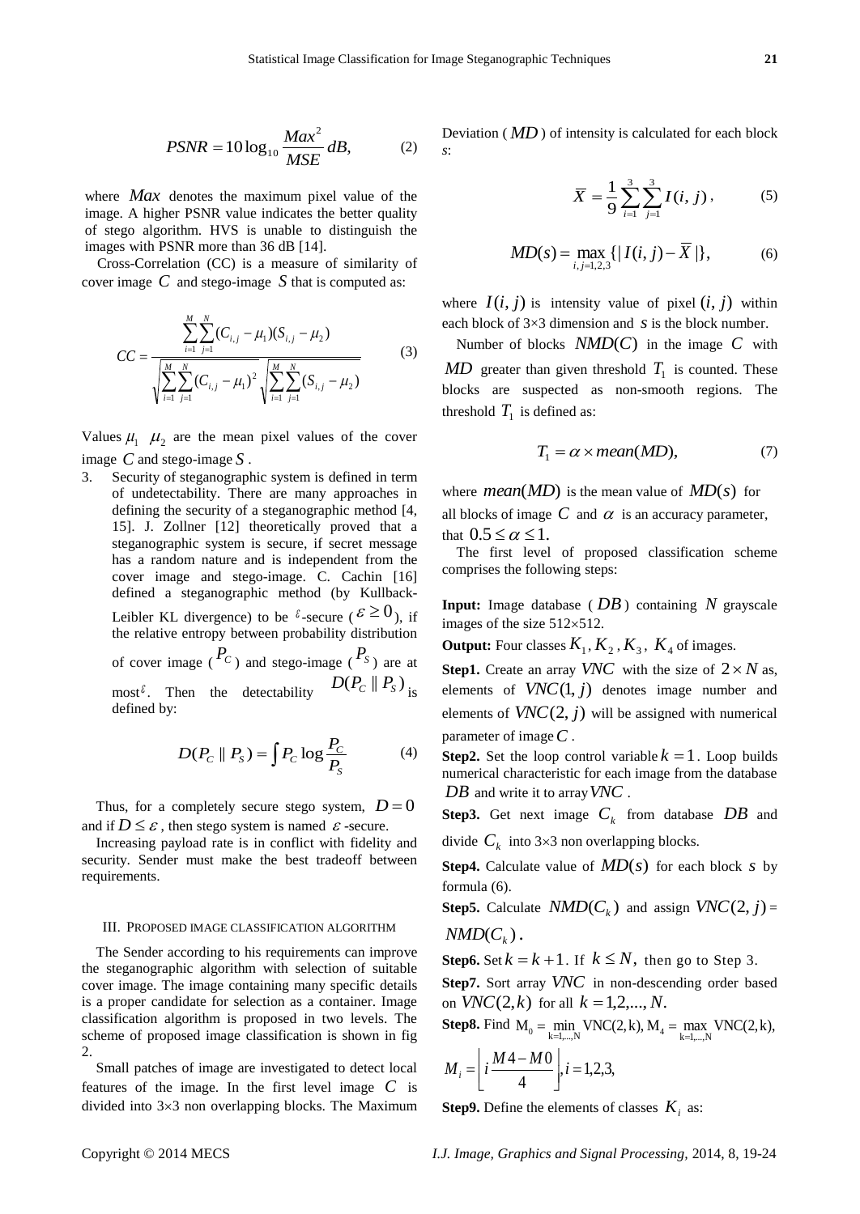$$PSNR = 10\log_{10}\frac{Max^2}{MSE}\,dB, \tag{2}$$

where $Max$ denotes the maximum pixel value of the image. A higher PSNR value indicates the better quality of stego algorithm. HVS is unable to distinguish the images with PSNR more than 36 dB [14].

Cross-Correlation (CC) is a measure of similarity of cover image $C$ and stego-image $S$ that is computed as:

$$CC = \frac{\sum_{i=1}^{M}\sum_{j=1}^{N}(C_{i,j}-\mu_1)(S_{i,j}-\mu_2)}{\sqrt{\sum_{i=1}^{M}\sum_{j=1}^{N}(C_{i,j}-\mu_1)^2}\sqrt{\sum_{i=1}^{M}\sum_{j=1}^{N}(S_{i,j}-\mu_2)}} \tag{3}$$

Values $\mu_1$ $\mu_2$ are the mean pixel values of the cover image $C$ and stego-image $S$.

3. Security of steganographic system is defined in term of undetectability. There are many approaches in defining the security of a steganographic method [4, 15]. J. Zollner [12] theoretically proved that a steganographic system is secure, if secret message has a random nature and is independent from the cover image and stego-image. C. Cachin [16] defined a steganographic method (by Kullback-Leibler KL divergence) to be $\varepsilon$-secure ($\varepsilon \geq 0$), if the relative entropy between probability distribution of cover image ($P_C$) and stego-image ($P_S$) are at most $\varepsilon$. Then the detectability $D(P_C \parallel P_S)$ is defined by:

$$D(P_C \parallel P_S) = \int P_C \log\frac{P_C}{P_S} \tag{4}$$

Thus, for a completely secure stego system, $D = 0$ and if $D \leq \varepsilon$, then stego system is named $\varepsilon$-secure.

Increasing payload rate is in conflict with fidelity and security. Sender must make the best tradeoff between requirements.

## III. Proposed Image Classification Algorithm

The Sender according to his requirements can improve the steganographic algorithm with selection of suitable cover image. The image containing many specific details is a proper candidate for selection as a container. Image classification algorithm is proposed in two levels. The scheme of proposed image classification is shown in fig 2.

Small patches of image are investigated to detect local features of the image. In the first level image $C$ is divided into 3×3 non overlapping blocks. The Maximum Deviation ($MD$) of intensity is calculated for each block $s$:

$$\overline{X} = \frac{1}{9}\sum_{i=1}^{3}\sum_{j=1}^{3} I(i, j), \tag{5}$$

$$MD(s) = \max_{i,j=1,2,3}\{|I(i, j) - \overline{X}|\}, \tag{6}$$

where $I(i, j)$ is intensity value of pixel $(i, j)$ within each block of 3×3 dimension and $s$ is the block number.

Number of blocks $NMD(C)$ in the image $C$ with $MD$ greater than given threshold $T_1$ is counted. These blocks are suspected as non-smooth regions. The threshold $T_1$ is defined as:

$$T_1 = \alpha \times mean(MD), \tag{7}$$

where $mean(MD)$ is the mean value of $MD(s)$ for all blocks of image $C$ and $\alpha$ is an accuracy parameter, that $0.5 \leq \alpha \leq 1$.

The first level of proposed classification scheme comprises the following steps:

**Input:** Image database ($DB$) containing $N$ grayscale images of the size 512×512.

**Output:** Four classes $K_1, K_2, K_3, K_4$ of images.

**Step1.** Create an array $VNC$ with the size of $2 \times N$ as, elements of $VNC(1, j)$ denotes image number and elements of $VNC(2, j)$ will be assigned with numerical parameter of image $C$.

**Step2.** Set the loop control variable $k = 1$. Loop builds numerical characteristic for each image from the database $DB$ and write it to array $VNC$.

**Step3.** Get next image $C_k$ from database $DB$ and divide $C_k$ into 3×3 non overlapping blocks.

**Step4.** Calculate value of $MD(s)$ for each block $s$ by formula (6).

**Step5.** Calculate $NMD(C_k)$ and assign $VNC(2, j) = NMD(C_k)$.

**Step6.** Set $k = k + 1$. If $k \leq N$, then go to Step 3.

**Step7.** Sort array $VNC$ in non-descending order based on $VNC(2,k)$ for all $k = 1,2,..., N$.

**Step8.** Find $M_0 = \min_{k=1,...,N} VNC(2,k)$, $M_4 = \max_{k=1,...,N} VNC(2,k)$,

$$M_i = \left\lfloor i\frac{M4 - M0}{4}\right\rfloor, i = 1,2,3,$$

**Step9.** Define the elements of classes $K_i$ as: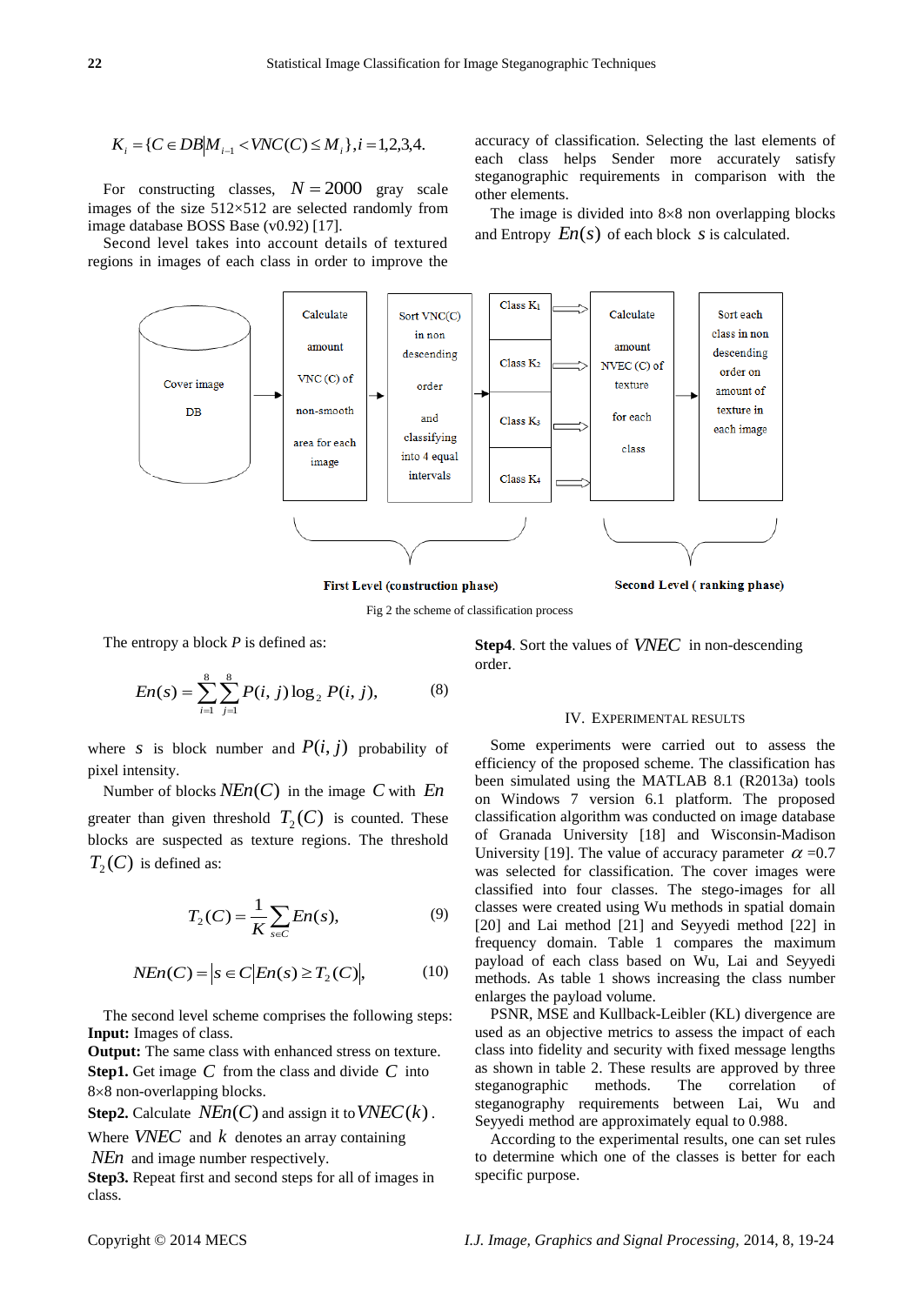$$K_i = \{C \in DB | M_{i-1} < VNC(C) \le M_i\}, i = 1,2,3,4.$$

For constructing classes, $N = 2000$ gray scale images of the size 512×512 are selected randomly from image database BOSS Base (v0.92) [17].

Second level takes into account details of textured regions in images of each class in order to improve the accuracy of classification. Selecting the last elements of each class helps Sender more accurately satisfy steganographic requirements in comparison with the other elements.

The image is divided into 8×8 non overlapping blocks and Entropy $En(s)$ of each block $s$ is calculated.

Cover image DB → Calculate amount VNC (C) of non-smooth area for each image → Sort VNC(C) in non descending order and classifying into 4 equal intervals → Class $K_1$, Class $K_2$, Class $K_3$, Class $K_4$ → Calculate amount NVEC (C) of texture for each class → Sort each class in non descending order on amount of texture in each image

First Level (construction phase) — Second Level ( ranking phase)

Fig 2 the scheme of classification process

The entropy a block *P* is defined as:

$$En(s) = \sum_{i=1}^{8} \sum_{j=1}^{8} P(i, j) \log_2 P(i, j), \qquad (8)$$

where $s$ is block number and $P(i, j)$ probability of pixel intensity.

Number of blocks $NEn(C)$ in the image $C$ with $En$ greater than given threshold $T_2(C)$ is counted. These blocks are suspected as texture regions. The threshold $T_2(C)$ is defined as:

$$T_2(C) = \frac{1}{K} \sum_{s \in C} En(s), \qquad (9)$$

$$NEn(C) = |s \in C | En(s) \ge T_2(C)|, \qquad (10)$$

The second level scheme comprises the following steps:

**Input:** Images of class.

**Output:** The same class with enhanced stress on texture.

**Step1.** Get image $C$ from the class and divide $C$ into 8×8 non-overlapping blocks.

**Step2.** Calculate $NEn(C)$ and assign it to $VNEC(k)$.

Where $VNEC$ and $k$ denotes an array containing $NEn$ and image number respectively.

**Step3.** Repeat first and second steps for all of images in class.

**Step4**. Sort the values of $VNEC$ in non-descending order.

## IV. Experimental Results

Some experiments were carried out to assess the efficiency of the proposed scheme. The classification has been simulated using the MATLAB 8.1 (R2013a) tools on Windows 7 version 6.1 platform. The proposed classification algorithm was conducted on image database of Granada University [18] and Wisconsin-Madison University [19]. The value of accuracy parameter $\alpha$ =0.7 was selected for classification. The cover images were classified into four classes. The stego-images for all classes were created using Wu methods in spatial domain [20] and Lai method [21] and Seyyedi method [22] in frequency domain. Table 1 compares the maximum payload of each class based on Wu, Lai and Seyyedi methods. As table 1 shows increasing the class number enlarges the payload volume.

PSNR, MSE and Kullback-Leibler (KL) divergence are used as an objective metrics to assess the impact of each class into fidelity and security with fixed message lengths as shown in table 2. These results are approved by three steganographic methods. The correlation of steganography requirements between Lai, Wu and Seyyedi method are approximately equal to 0.988.

According to the experimental results, one can set rules to determine which one of the classes is better for each specific purpose.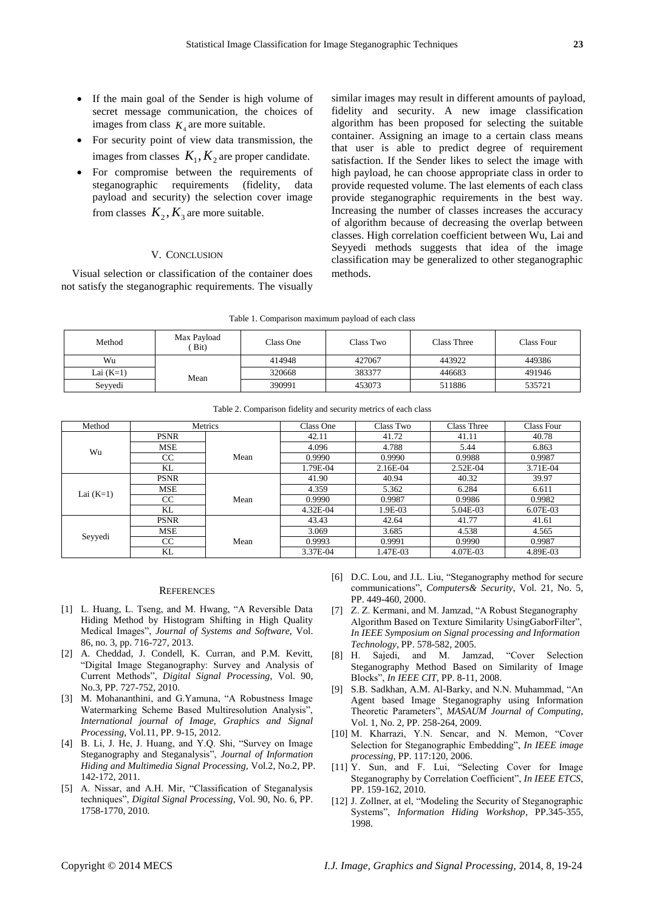- If the main goal of the Sender is high volume of secret message communication, the choices of images from class $K_4$ are more suitable.
- For security point of view data transmission, the images from classes $K_1, K_2$ are proper candidate.
- For compromise between the requirements of steganographic requirements (fidelity, data payload and security) the selection cover image from classes $K_2, K_3$ are more suitable.

## V. Conclusion

Visual selection or classification of the container does not satisfy the steganographic requirements. The visually similar images may result in different amounts of payload, fidelity and security. A new image classification algorithm has been proposed for selecting the suitable container. Assigning an image to a certain class means that user is able to predict degree of requirement satisfaction. If the Sender likes to select the image with high payload, he can choose appropriate class in order to provide requested volume. The last elements of each class provide steganographic requirements in the best way. Increasing the number of classes increases the accuracy of algorithm because of decreasing the overlap between classes. High correlation coefficient between Wu, Lai and Seyyedi methods suggests that idea of the image classification may be generalized to other steganographic methods.

Table 1. Comparison maximum payload of each class

| Method | Max Payload ( Bit) | Class One | Class Two | Class Three | Class Four |
|---|---|---|---|---|---|
| Wu | Mean | 414948 | 427067 | 443922 | 449386 |
| Lai (K=1) | | 320668 | 383377 | 446683 | 491946 |
| Seyyedi | | 390991 | 453073 | 511886 | 535721 |

Table 2. Comparison fidelity and security metrics of each class

| Method | Metrics | | Class One | Class Two | Class Three | Class Four |
|---|---|---|---|---|---|---|
| Wu | PSNR | Mean | 42.11 | 41.72 | 41.11 | 40.78 |
| | MSE | | 4.096 | 4.788 | 5.44 | 6.863 |
| | CC | | 0.9990 | 0.9990 | 0.9988 | 0.9987 |
| | KL | | 1.79E-04 | 2.16E-04 | 2.52E-04 | 3.71E-04 |
| Lai (K=1) | PSNR | Mean | 41.90 | 40.94 | 40.32 | 39.97 |
| | MSE | | 4.359 | 5.362 | 6.284 | 6.611 |
| | CC | | 0.9990 | 0.9987 | 0.9986 | 0.9982 |
| | KL | | 4.32E-04 | 1.9E-03 | 5.04E-03 | 6.07E-03 |
| Seyyedi | PSNR | Mean | 43.43 | 42.64 | 41.77 | 41.61 |
| | MSE | | 3.069 | 3.685 | 4.538 | 4.565 |
| | CC | | 0.9993 | 0.9991 | 0.9990 | 0.9987 |
| | KL | | 3.37E-04 | 1.47E-03 | 4.07E-03 | 4.89E-03 |

## References

[1] L. Huang, L. Tseng, and M. Hwang, "A Reversible Data Hiding Method by Histogram Shifting in High Quality Medical Images", *Journal of Systems and Software*, Vol. 86, no. 3, pp. 716-727, 2013.

[2] A. Cheddad, J. Condell, K. Curran, and P.M. Kevitt, "Digital Image Steganography: Survey and Analysis of Current Methods", *Digital Signal Processing*, Vol. 90, No.3, PP. 727-752, 2010.

[3] M. Mohananthini, and G.Yamuna, "A Robustness Image Watermarking Scheme Based Multiresolution Analysis", *International journal of Image, Graphics and Signal Processing*, Vol.11, PP. 9-15, 2012.

[4] B. Li, J. He, J. Huang, and Y.Q. Shi, "Survey on Image Steganography and Steganalysis", *Journal of Information Hiding and Multimedia Signal Processing*, Vol.2, No.2, PP. 142-172, 2011.

[5] A. Nissar, and A.H. Mir, "Classification of Steganalysis techniques", *Digital Signal Processing*, Vol. 90, No. 6, PP. 1758-1770, 2010.

[6] D.C. Lou, and J.L. Liu, "Steganography method for secure communications", *Computers& Security*, Vol. 21, No. 5, PP. 449-460, 2000.

[7] Z. Z. Kermani, and M. Jamzad, "A Robust Steganography Algorithm Based on Texture Similarity UsingGaborFilter", *In IEEE Symposium on Signal processing and Information Technology*, PP. 578-582, 2005.

[8] H. Sajedi, and M. Jamzad, "Cover Selection Steganography Method Based on Similarity of Image Blocks", *In IEEE CIT*, PP. 8-11, 2008.

[9] S.B. Sadkhan, A.M. Al-Barky, and N.N. Muhammad, "An Agent based Image Steganography using Information Theoretic Parameters", *MASAUM Journal of Computing*, Vol. 1, No. 2, PP. 258-264, 2009.

[10] M. Kharrazi, Y.N. Sencar, and N. Memon, "Cover Selection for Steganographic Embedding", *In IEEE image processing*, PP. 117:120, 2006.

[11] Y. Sun, and F. Lui, "Selecting Cover for Image Steganography by Correlation Coefficient", *In IEEE ETCS*, PP. 159-162, 2010.

[12] J. Zollner, at el, "Modeling the Security of Steganographic Systems", *Information Hiding Workshop*, PP.345-355, 1998.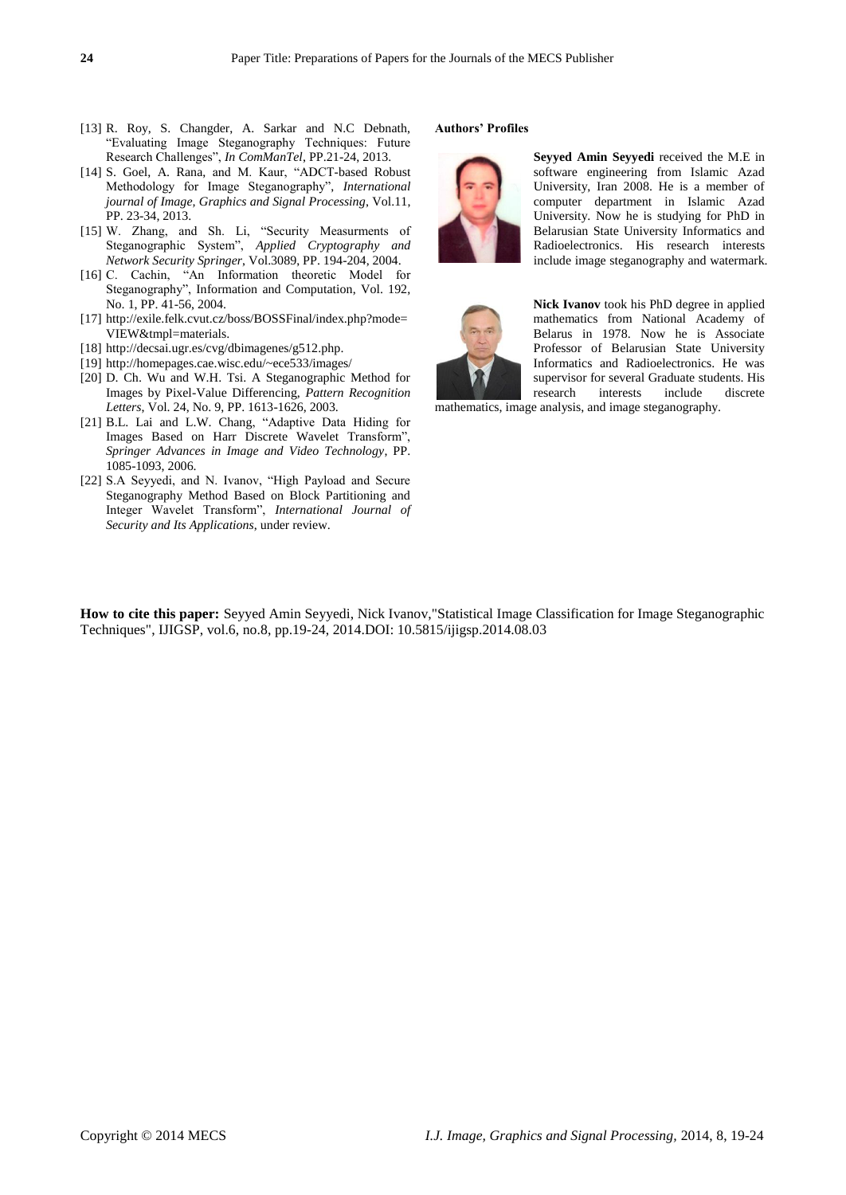[13] R. Roy, S. Changder, A. Sarkar and N.C Debnath, "Evaluating Image Steganography Techniques: Future Research Challenges", *In ComManTel*, PP.21-24, 2013.

[14] S. Goel, A. Rana, and M. Kaur, "ADCT-based Robust Methodology for Image Steganography", *International journal of Image, Graphics and Signal Processing*, Vol.11, PP. 23-34, 2013.

[15] W. Zhang, and Sh. Li, "Security Measurments of Steganographic System", *Applied Cryptography and Network Security Springer*, Vol.3089, PP. 194-204, 2004.

[16] C. Cachin, "An Information theoretic Model for Steganography", Information and Computation, Vol. 192, No. 1, PP. 41-56, 2004.

[17] http://exile.felk.cvut.cz/boss/BOSSFinal/index.php?mode=VIEW&tmpl=materials.

[18] http://decsai.ugr.es/cvg/dbimagenes/g512.php.

[19] http://homepages.cae.wisc.edu/~ece533/images/

[20] D. Ch. Wu and W.H. Tsi. A Steganographic Method for Images by Pixel-Value Differencing, *Pattern Recognition Letters*, Vol. 24, No. 9, PP. 1613-1626, 2003.

[21] B.L. Lai and L.W. Chang, "Adaptive Data Hiding for Images Based on Harr Discrete Wavelet Transform", *Springer Advances in Image and Video Technology*, PP. 1085-1093, 2006.

[22] S.A Seyyedi, and N. Ivanov, "High Payload and Secure Steganography Method Based on Block Partitioning and Integer Wavelet Transform", *International Journal of Security and Its Applications*, under review.

**Authors' Profiles**

**Seyyed Amin Seyyedi** received the M.E in software engineering from Islamic Azad University, Iran 2008. He is a member of computer department in Islamic Azad University. Now he is studying for PhD in Belarusian State University Informatics and Radioelectronics. His research interests include image steganography and watermark.

**Nick Ivanov** took his PhD degree in applied mathematics from National Academy of Belarus in 1978. Now he is Associate Professor of Belarusian State University Informatics and Radioelectronics. He was supervisor for several Graduate students. His research interests include discrete mathematics, image analysis, and image steganography.

**How to cite this paper:** Seyyed Amin Seyyedi, Nick Ivanov,"Statistical Image Classification for Image Steganographic Techniques", IJIGSP, vol.6, no.8, pp.19-24, 2014.DOI: 10.5815/ijigsp.2014.08.03